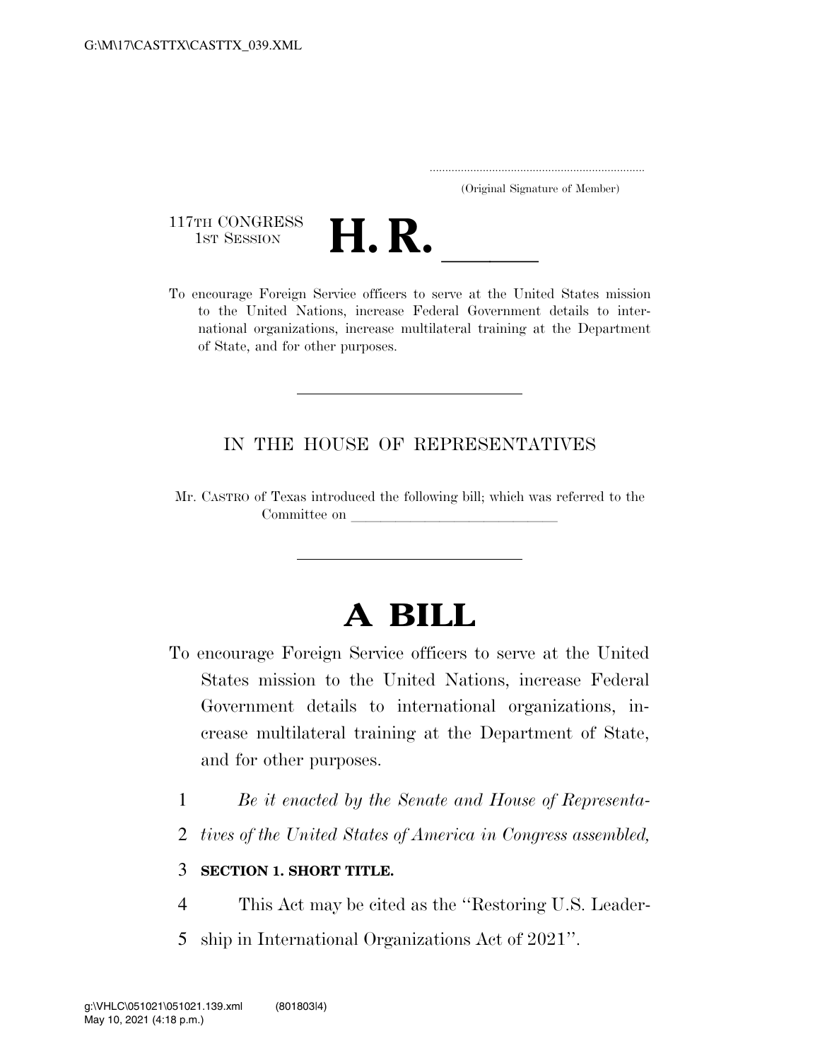(Original Signature of Member)

117TH CONGRESS
1ST SESSION

# H. R. \_\_\_\_\_

To encourage Foreign Service officers to serve at the United States mission to the United Nations, increase Federal Government details to international organizations, increase multilateral training at the Department of State, and for other purposes.

---

IN THE HOUSE OF REPRESENTATIVES

Mr. CASTRO of Texas introduced the following bill; which was referred to the Committee on \_\_\_\_\_\_\_\_\_\_\_\_\_\_\_\_\_\_\_\_\_\_\_\_\_\_\_\_\_\_

---

# A BILL

To encourage Foreign Service officers to serve at the United States mission to the United Nations, increase Federal Government details to international organizations, increase multilateral training at the Department of State, and for other purposes.

1 *Be it enacted by the Senate and House of Representa-*
2 *tives of the United States of America in Congress assembled,*

3 **SECTION 1. SHORT TITLE.**

4 This Act may be cited as the ''Restoring U.S. Leader-
5 ship in International Organizations Act of 2021''.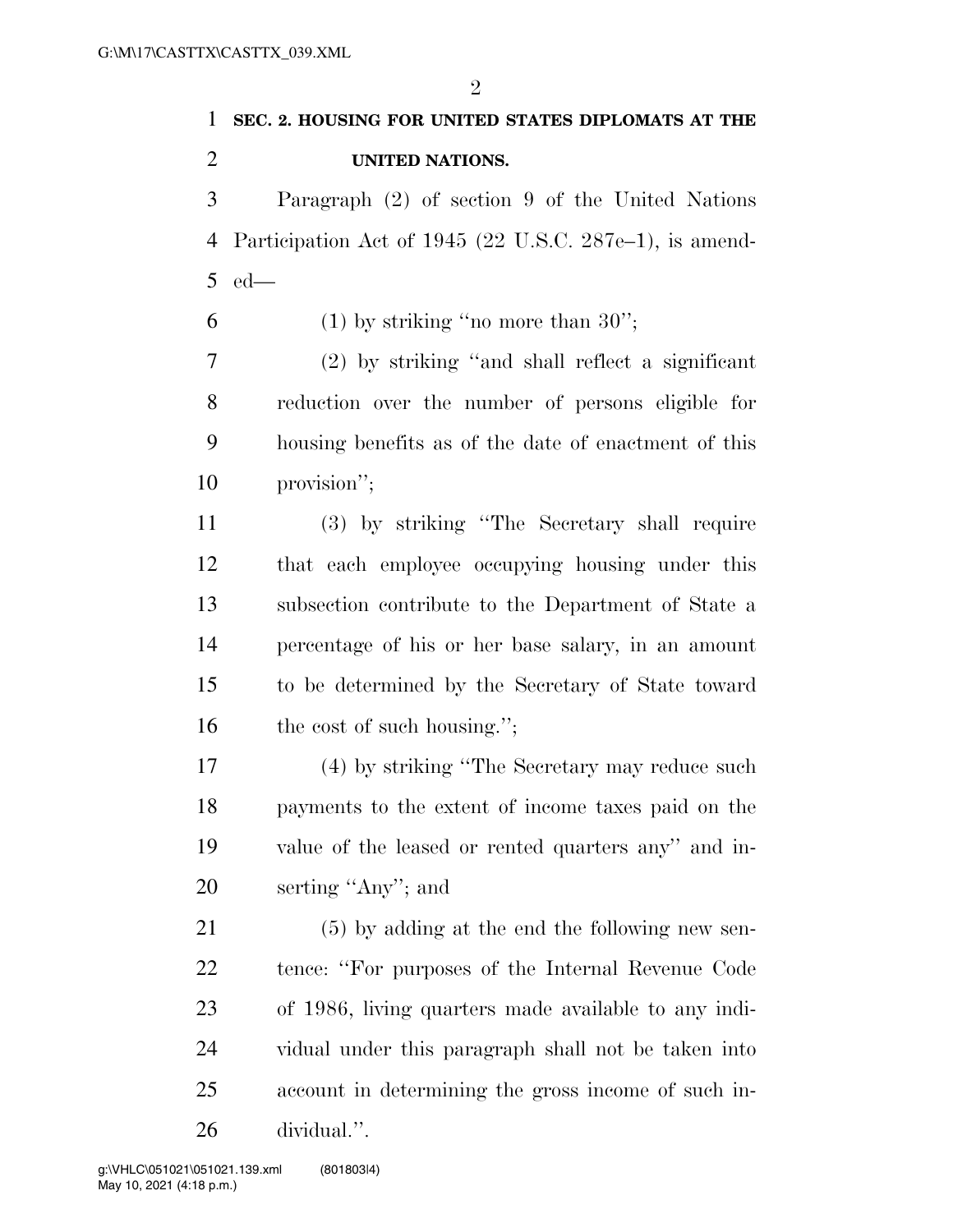**SEC. 2. HOUSING FOR UNITED STATES DIPLOMATS AT THE UNITED NATIONS.**

Paragraph (2) of section 9 of the United Nations Participation Act of 1945 (22 U.S.C. 287e–1), is amended—

(1) by striking "no more than 30";

(2) by striking "and shall reflect a significant reduction over the number of persons eligible for housing benefits as of the date of enactment of this provision";

(3) by striking "The Secretary shall require that each employee occupying housing under this subsection contribute to the Department of State a percentage of his or her base salary, in an amount to be determined by the Secretary of State toward the cost of such housing.";

(4) by striking "The Secretary may reduce such payments to the extent of income taxes paid on the value of the leased or rented quarters any" and inserting "Any"; and

(5) by adding at the end the following new sentence: "For purposes of the Internal Revenue Code of 1986, living quarters made available to any individual under this paragraph shall not be taken into account in determining the gross income of such individual.".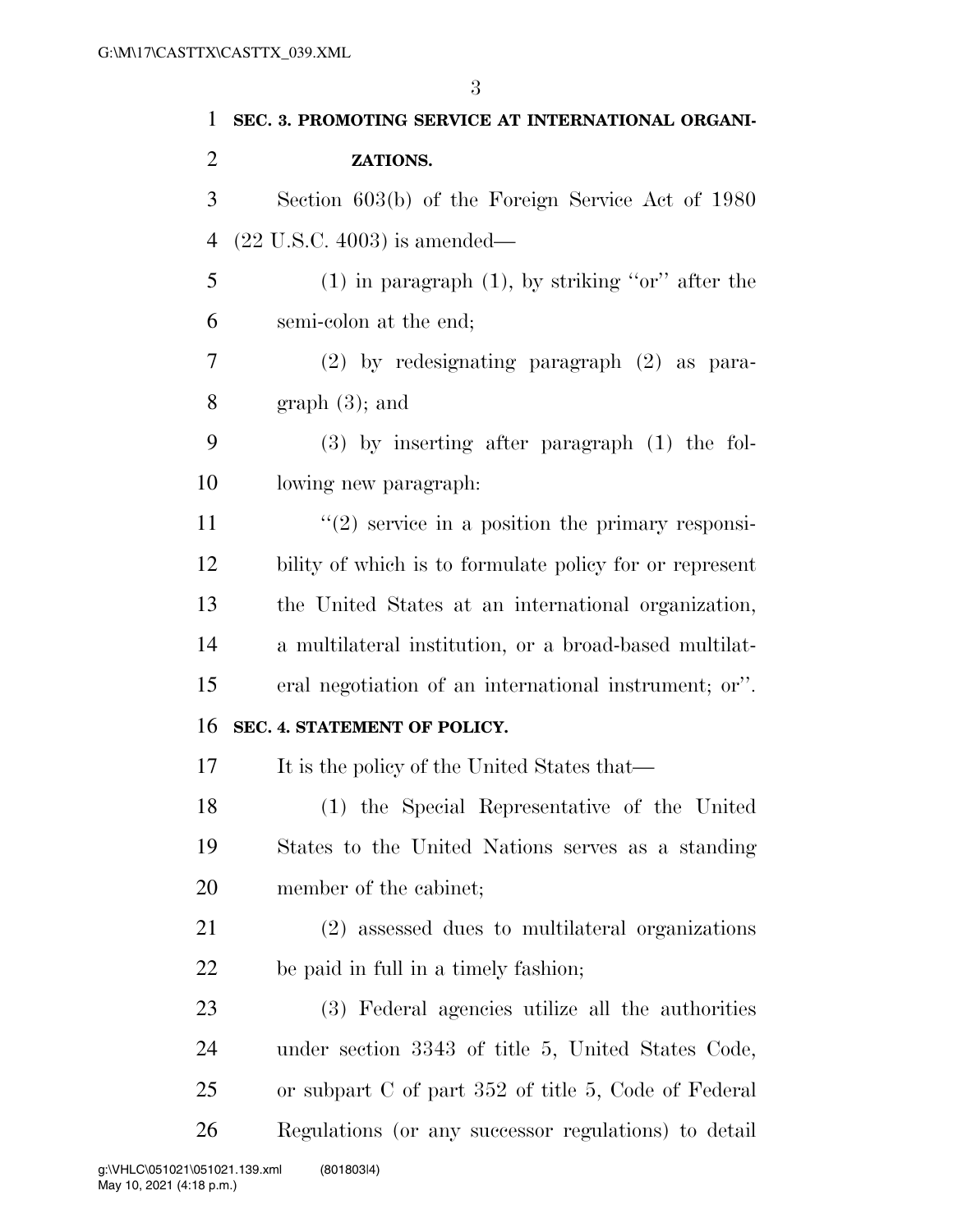**SEC. 3. PROMOTING SERVICE AT INTERNATIONAL ORGANIZATIONS.**

Section 603(b) of the Foreign Service Act of 1980 (22 U.S.C. 4003) is amended—

(1) in paragraph (1), by striking "or" after the semi-colon at the end;

(2) by redesignating paragraph (2) as paragraph (3); and

(3) by inserting after paragraph (1) the following new paragraph:

"(2) service in a position the primary responsibility of which is to formulate policy for or represent the United States at an international organization, a multilateral institution, or a broad-based multilateral negotiation of an international instrument; or".

**SEC. 4. STATEMENT OF POLICY.**

It is the policy of the United States that—

(1) the Special Representative of the United States to the United Nations serves as a standing member of the cabinet;

(2) assessed dues to multilateral organizations be paid in full in a timely fashion;

(3) Federal agencies utilize all the authorities under section 3343 of title 5, United States Code, or subpart C of part 352 of title 5, Code of Federal Regulations (or any successor regulations) to detail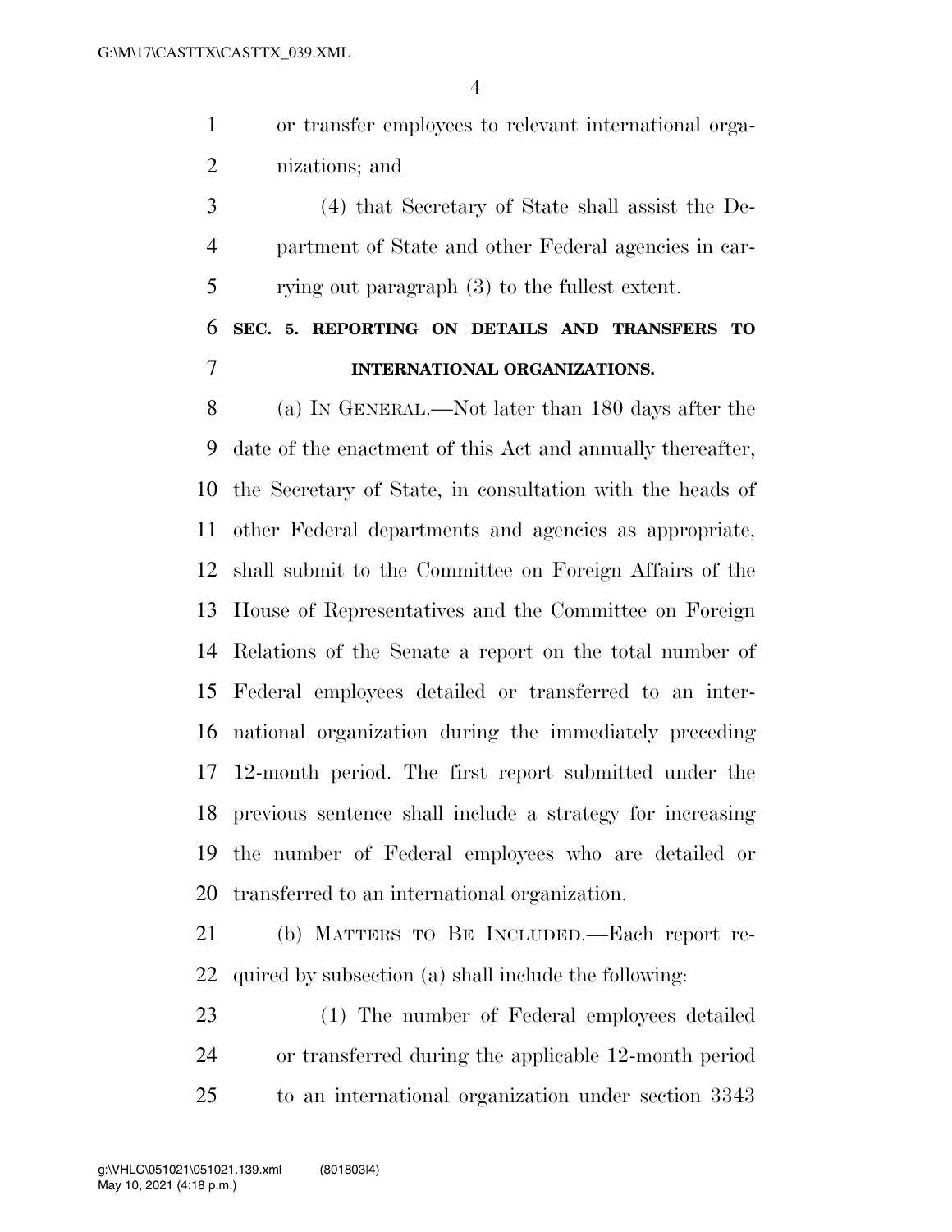or transfer employees to relevant international organizations; and

(4) that Secretary of State shall assist the Department of State and other Federal agencies in carrying out paragraph (3) to the fullest extent.

## SEC. 5. REPORTING ON DETAILS AND TRANSFERS TO INTERNATIONAL ORGANIZATIONS.

(a) IN GENERAL.—Not later than 180 days after the date of the enactment of this Act and annually thereafter, the Secretary of State, in consultation with the heads of other Federal departments and agencies as appropriate, shall submit to the Committee on Foreign Affairs of the House of Representatives and the Committee on Foreign Relations of the Senate a report on the total number of Federal employees detailed or transferred to an international organization during the immediately preceding 12-month period. The first report submitted under the previous sentence shall include a strategy for increasing the number of Federal employees who are detailed or transferred to an international organization.

(b) MATTERS TO BE INCLUDED.—Each report required by subsection (a) shall include the following:

(1) The number of Federal employees detailed or transferred during the applicable 12-month period to an international organization under section 3343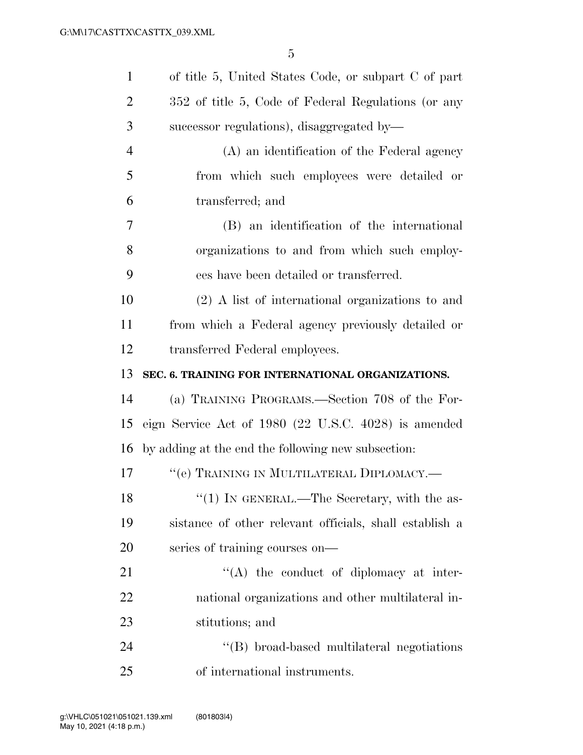of title 5, United States Code, or subpart C of part 352 of title 5, Code of Federal Regulations (or any successor regulations), disaggregated by—

(A) an identification of the Federal agency from which such employees were detailed or transferred; and

(B) an identification of the international organizations to and from which such employees have been detailed or transferred.

(2) A list of international organizations to and from which a Federal agency previously detailed or transferred Federal employees.

**SEC. 6. TRAINING FOR INTERNATIONAL ORGANIZATIONS.**

(a) TRAINING PROGRAMS.—Section 708 of the Foreign Service Act of 1980 (22 U.S.C. 4028) is amended by adding at the end the following new subsection:

"(e) TRAINING IN MULTILATERAL DIPLOMACY.—

"(1) IN GENERAL.—The Secretary, with the assistance of other relevant officials, shall establish a series of training courses on—

"(A) the conduct of diplomacy at international organizations and other multilateral institutions; and

"(B) broad-based multilateral negotiations of international instruments.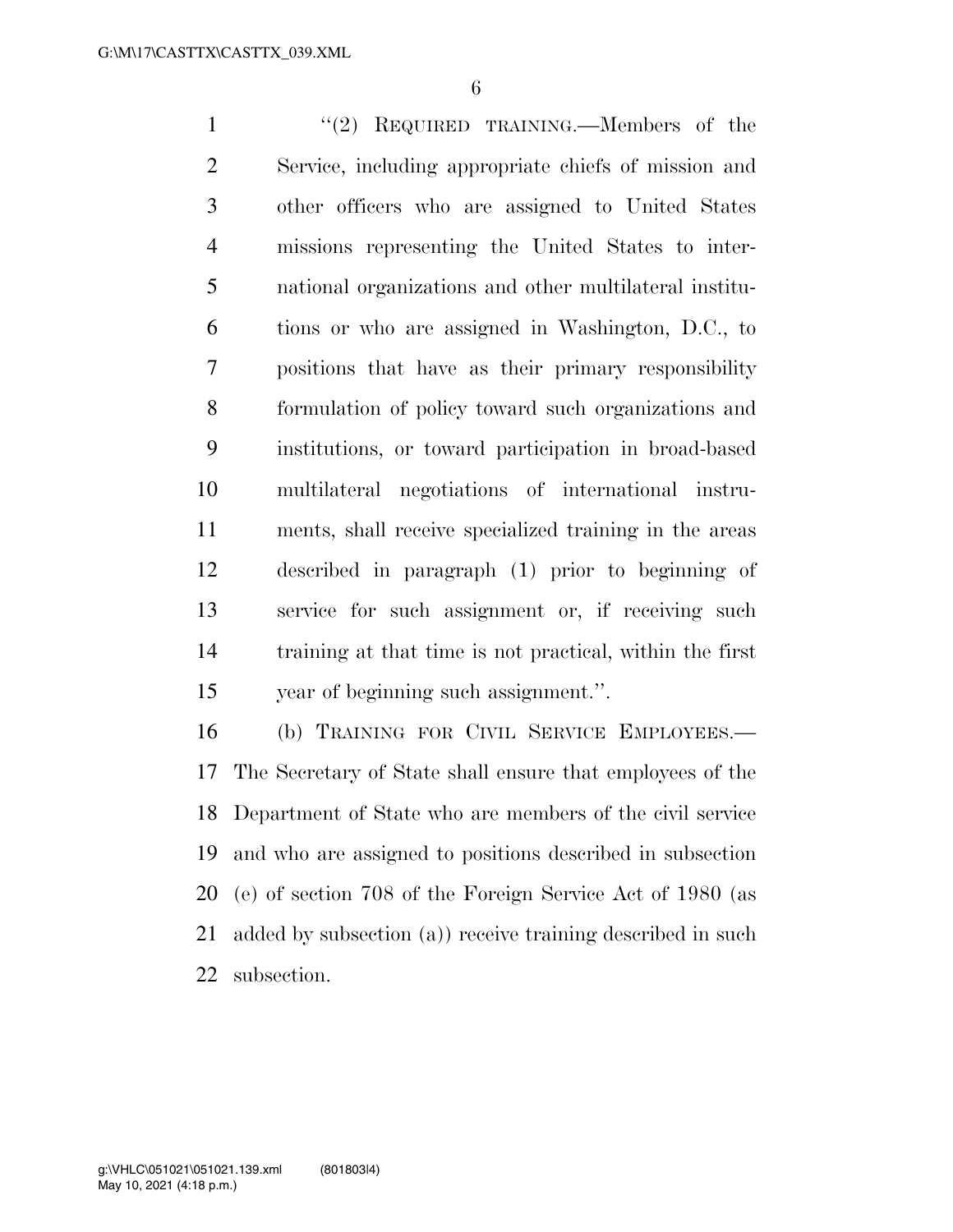"(2) REQUIRED TRAINING.—Members of the Service, including appropriate chiefs of mission and other officers who are assigned to United States missions representing the United States to international organizations and other multilateral institutions or who are assigned in Washington, D.C., to positions that have as their primary responsibility formulation of policy toward such organizations and institutions, or toward participation in broad-based multilateral negotiations of international instruments, shall receive specialized training in the areas described in paragraph (1) prior to beginning of service for such assignment or, if receiving such training at that time is not practical, within the first year of beginning such assignment.".

(b) TRAINING FOR CIVIL SERVICE EMPLOYEES.—The Secretary of State shall ensure that employees of the Department of State who are members of the civil service and who are assigned to positions described in subsection (e) of section 708 of the Foreign Service Act of 1980 (as added by subsection (a)) receive training described in such subsection.